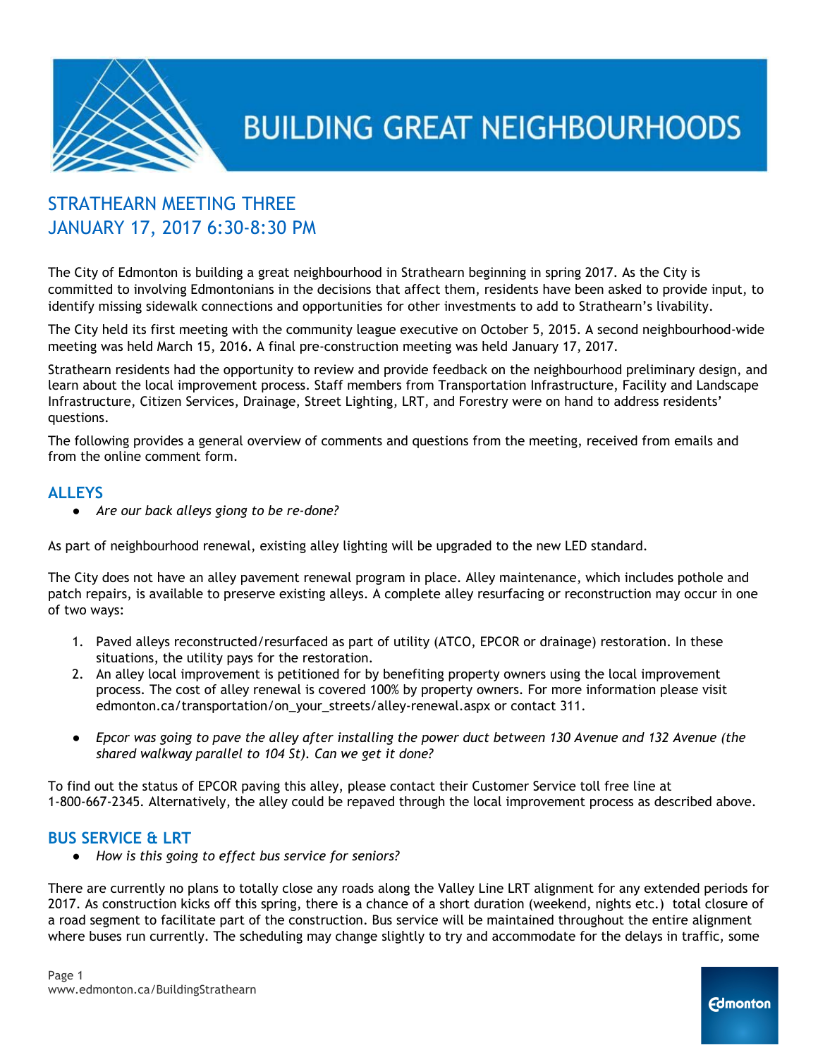# BUILDING GREAT NEIGHBOURHOODS

## STRATHEARN MEETING THREE
## JANUARY 17, 2017 6:30-8:30 PM

The City of Edmonton is building a great neighbourhood in Strathearn beginning in spring 2017. As the City is committed to involving Edmontonians in the decisions that affect them, residents have been asked to provide input, to identify missing sidewalk connections and opportunities for other investments to add to Strathearn's livability.

The City held its first meeting with the community league executive on October 5, 2015. A second neighbourhood-wide meeting was held March 15, 2016**.** A final pre-construction meeting was held January 17, 2017.

Strathearn residents had the opportunity to review and provide feedback on the neighbourhood preliminary design, and learn about the local improvement process. Staff members from Transportation Infrastructure, Facility and Landscape Infrastructure, Citizen Services, Drainage, Street Lighting, LRT, and Forestry were on hand to address residents' questions.

The following provides a general overview of comments and questions from the meeting, received from emails and from the online comment form.

### ALLEYS

- *Are our back alleys giong to be re-done?*

As part of neighbourhood renewal, existing alley lighting will be upgraded to the new LED standard.

The City does not have an alley pavement renewal program in place. Alley maintenance, which includes pothole and patch repairs, is available to preserve existing alleys. A complete alley resurfacing or reconstruction may occur in one of two ways:

1. Paved alleys reconstructed/resurfaced as part of utility (ATCO, EPCOR or drainage) restoration. In these situations, the utility pays for the restoration.
2. An alley local improvement is petitioned for by benefiting property owners using the local improvement process. The cost of alley renewal is covered 100% by property owners. For more information please visit edmonton.ca/transportation/on_your_streets/alley-renewal.aspx or contact 311.

- *Epcor was going to pave the alley after installing the power duct between 130 Avenue and 132 Avenue (the shared walkway parallel to 104 St). Can we get it done?*

To find out the status of EPCOR paving this alley, please contact their Customer Service toll free line at 1-800-667-2345. Alternatively, the alley could be repaved through the local improvement process as described above.

### BUS SERVICE & LRT

- *How is this going to effect bus service for seniors?*

There are currently no plans to totally close any roads along the Valley Line LRT alignment for any extended periods for 2017. As construction kicks off this spring, there is a chance of a short duration (weekend, nights etc.) total closure of a road segment to facilitate part of the construction. Bus service will be maintained throughout the entire alignment where buses run currently. The scheduling may change slightly to try and accommodate for the delays in traffic, some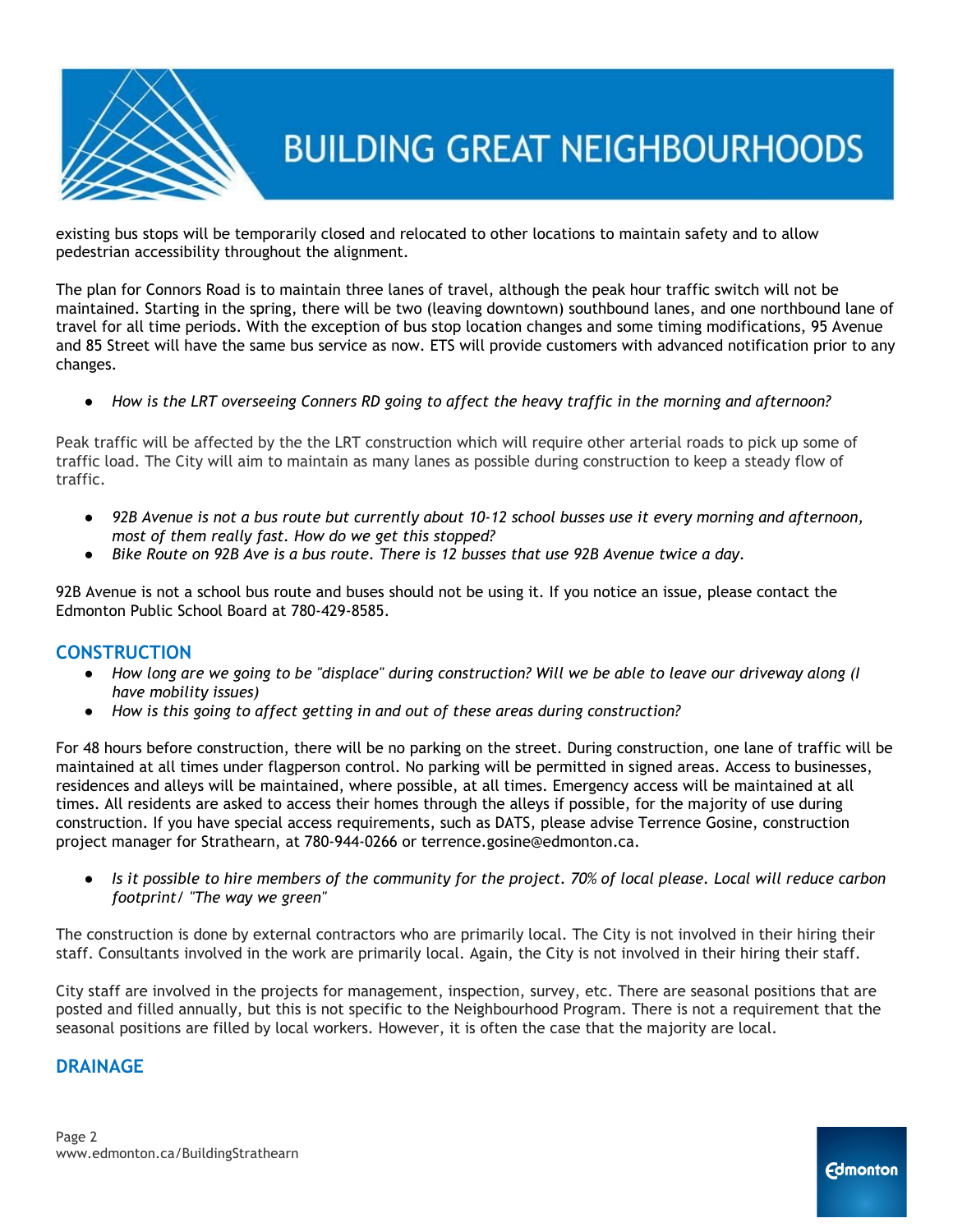existing bus stops will be temporarily closed and relocated to other locations to maintain safety and to allow pedestrian accessibility throughout the alignment.

The plan for Connors Road is to maintain three lanes of travel, although the peak hour traffic switch will not be maintained. Starting in the spring, there will be two (leaving downtown) southbound lanes, and one northbound lane of travel for all time periods. With the exception of bus stop location changes and some timing modifications, 95 Avenue and 85 Street will have the same bus service as now. ETS will provide customers with advanced notification prior to any changes.

- *How is the LRT overseeing Conners RD going to affect the heavy traffic in the morning and afternoon?*

Peak traffic will be affected by the the LRT construction which will require other arterial roads to pick up some of traffic load. The City will aim to maintain as many lanes as possible during construction to keep a steady flow of traffic.

- *92B Avenue is not a bus route but currently about 10-12 school busses use it every morning and afternoon, most of them really fast. How do we get this stopped?*
- *Bike Route on 92B Ave is a bus route. There is 12 busses that use 92B Avenue twice a day.*

92B Avenue is not a school bus route and buses should not be using it. If you notice an issue, please contact the Edmonton Public School Board at 780-429-8585.

## CONSTRUCTION

- *How long are we going to be "displace" during construction? Will we be able to leave our driveway along (I have mobility issues)*
- *How is this going to affect getting in and out of these areas during construction?*

For 48 hours before construction, there will be no parking on the street. During construction, one lane of traffic will be maintained at all times under flagperson control. No parking will be permitted in signed areas. Access to businesses, residences and alleys will be maintained, where possible, at all times. Emergency access will be maintained at all times. All residents are asked to access their homes through the alleys if possible, for the majority of use during construction. If you have special access requirements, such as DATS, please advise Terrence Gosine, construction project manager for Strathearn, at 780-944-0266 or terrence.gosine@edmonton.ca.

- *Is it possible to hire members of the community for the project. 70% of local please. Local will reduce carbon footprint/ "The way we green"*

The construction is done by external contractors who are primarily local. The City is not involved in their hiring their staff. Consultants involved in the work are primarily local. Again, the City is not involved in their hiring their staff.

City staff are involved in the projects for management, inspection, survey, etc. There are seasonal positions that are posted and filled annually, but this is not specific to the Neighbourhood Program. There is not a requirement that the seasonal positions are filled by local workers. However, it is often the case that the majority are local.

## DRAINAGE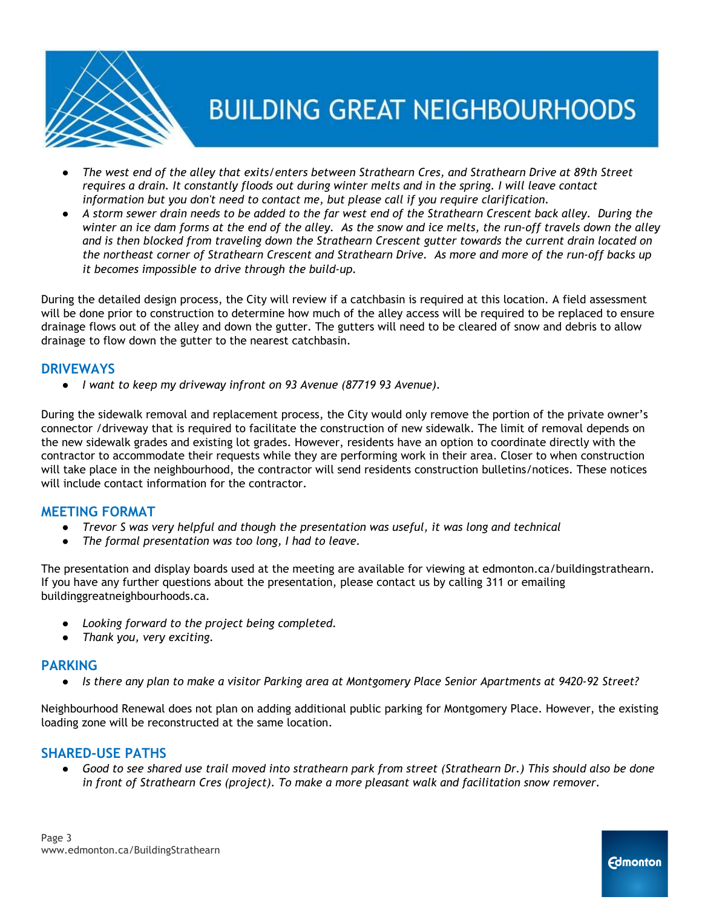- *The west end of the alley that exits/enters between Strathearn Cres, and Strathearn Drive at 89th Street requires a drain. It constantly floods out during winter melts and in the spring. I will leave contact information but you don't need to contact me, but please call if you require clarification.*
- *A storm sewer drain needs to be added to the far west end of the Strathearn Crescent back alley. During the winter an ice dam forms at the end of the alley. As the snow and ice melts, the run-off travels down the alley and is then blocked from traveling down the Strathearn Crescent gutter towards the current drain located on the northeast corner of Strathearn Crescent and Strathearn Drive. As more and more of the run-off backs up it becomes impossible to drive through the build-up.*

During the detailed design process, the City will review if a catchbasin is required at this location. A field assessment will be done prior to construction to determine how much of the alley access will be required to be replaced to ensure drainage flows out of the alley and down the gutter. The gutters will need to be cleared of snow and debris to allow drainage to flow down the gutter to the nearest catchbasin.

## DRIVEWAYS

- *I want to keep my driveway infront on 93 Avenue (87719 93 Avenue).*

During the sidewalk removal and replacement process, the City would only remove the portion of the private owner's connector /driveway that is required to facilitate the construction of new sidewalk. The limit of removal depends on the new sidewalk grades and existing lot grades. However, residents have an option to coordinate directly with the contractor to accommodate their requests while they are performing work in their area. Closer to when construction will take place in the neighbourhood, the contractor will send residents construction bulletins/notices. These notices will include contact information for the contractor.

## MEETING FORMAT

- *Trevor S was very helpful and though the presentation was useful, it was long and technical*
- *The formal presentation was too long, I had to leave.*

The presentation and display boards used at the meeting are available for viewing at edmonton.ca/buildingstrathearn. If you have any further questions about the presentation, please contact us by calling 311 or emailing buildinggreatneighbourhoods.ca.

- *Looking forward to the project being completed.*
- *Thank you, very exciting.*

## PARKING

- *Is there any plan to make a visitor Parking area at Montgomery Place Senior Apartments at 9420-92 Street?*

Neighbourhood Renewal does not plan on adding additional public parking for Montgomery Place. However, the existing loading zone will be reconstructed at the same location.

## SHARED-USE PATHS

- *Good to see shared use trail moved into strathearn park from street (Strathearn Dr.) This should also be done in front of Strathearn Cres (project). To make a more pleasant walk and facilitation snow remover.*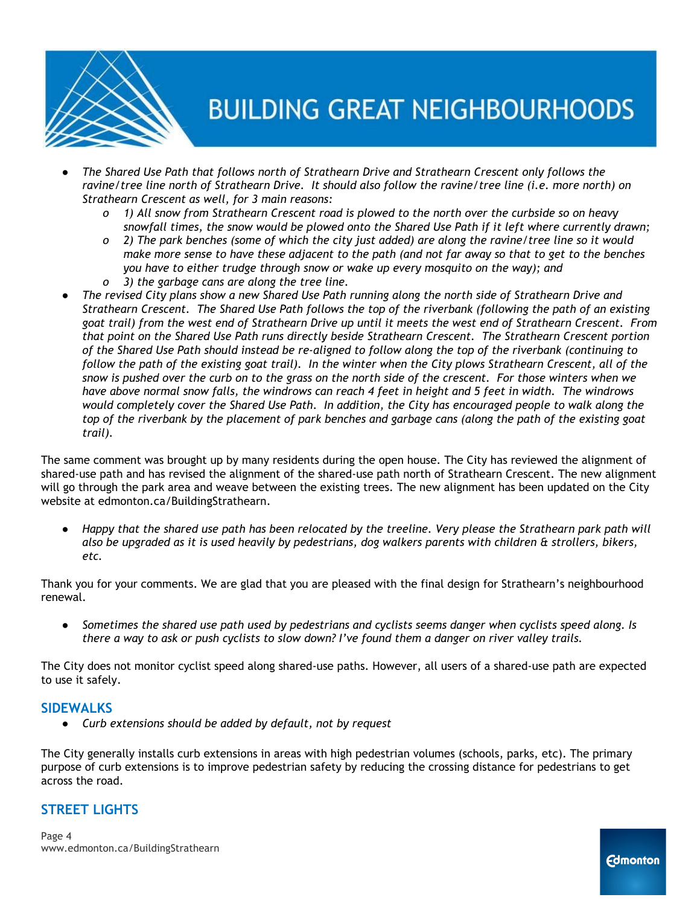- *The Shared Use Path that follows north of Strathearn Drive and Strathearn Crescent only follows the ravine/tree line north of Strathearn Drive. It should also follow the ravine/tree line (i.e. more north) on Strathearn Crescent as well, for 3 main reasons:*
    - *1) All snow from Strathearn Crescent road is plowed to the north over the curbside so on heavy snowfall times, the snow would be plowed onto the Shared Use Path if it left where currently drawn;*
    - *2) The park benches (some of which the city just added) are along the ravine/tree line so it would make more sense to have these adjacent to the path (and not far away so that to get to the benches you have to either trudge through snow or wake up every mosquito on the way); and*
    - *3) the garbage cans are along the tree line.*
- *The revised City plans show a new Shared Use Path running along the north side of Strathearn Drive and Strathearn Crescent. The Shared Use Path follows the top of the riverbank (following the path of an existing goat trail) from the west end of Strathearn Drive up until it meets the west end of Strathearn Crescent. From that point on the Shared Use Path runs directly beside Strathearn Crescent. The Strathearn Crescent portion of the Shared Use Path should instead be re-aligned to follow along the top of the riverbank (continuing to follow the path of the existing goat trail). In the winter when the City plows Strathearn Crescent, all of the snow is pushed over the curb on to the grass on the north side of the crescent. For those winters when we have above normal snow falls, the windrows can reach 4 feet in height and 5 feet in width. The windrows would completely cover the Shared Use Path. In addition, the City has encouraged people to walk along the top of the riverbank by the placement of park benches and garbage cans (along the path of the existing goat trail).*

The same comment was brought up by many residents during the open house. The City has reviewed the alignment of shared-use path and has revised the alignment of the shared-use path north of Strathearn Crescent. The new alignment will go through the park area and weave between the existing trees. The new alignment has been updated on the City website at edmonton.ca/BuildingStrathearn.

- *Happy that the shared use path has been relocated by the treeline. Very please the Strathearn park path will also be upgraded as it is used heavily by pedestrians, dog walkers parents with children & strollers, bikers, etc.*

Thank you for your comments. We are glad that you are pleased with the final design for Strathearn's neighbourhood renewal.

- *Sometimes the shared use path used by pedestrians and cyclists seems danger when cyclists speed along. Is there a way to ask or push cyclists to slow down? I've found them a danger on river valley trails.*

The City does not monitor cyclist speed along shared-use paths. However, all users of a shared-use path are expected to use it safely.

## SIDEWALKS

- *Curb extensions should be added by default, not by request*

The City generally installs curb extensions in areas with high pedestrian volumes (schools, parks, etc). The primary purpose of curb extensions is to improve pedestrian safety by reducing the crossing distance for pedestrians to get across the road.

## STREET LIGHTS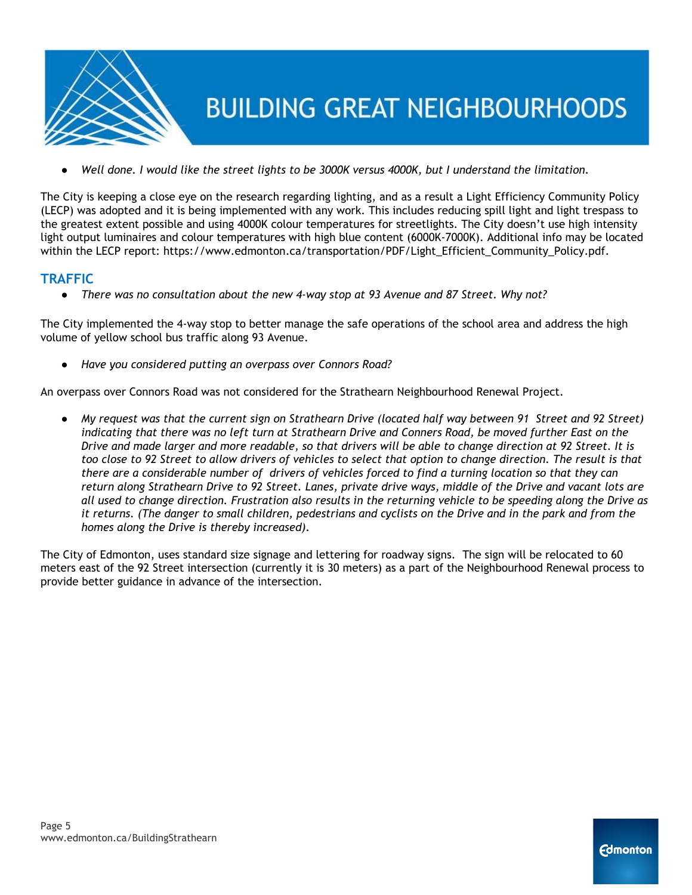- *Well done. I would like the street lights to be 3000K versus 4000K, but I understand the limitation.*

The City is keeping a close eye on the research regarding lighting, and as a result a Light Efficiency Community Policy (LECP) was adopted and it is being implemented with any work. This includes reducing spill light and light trespass to the greatest extent possible and using 4000K colour temperatures for streetlights. The City doesn't use high intensity light output luminaires and colour temperatures with high blue content (6000K-7000K). Additional info may be located within the LECP report: https://www.edmonton.ca/transportation/PDF/Light_Efficient_Community_Policy.pdf.

## TRAFFIC

- *There was no consultation about the new 4-way stop at 93 Avenue and 87 Street. Why not?*

The City implemented the 4-way stop to better manage the safe operations of the school area and address the high volume of yellow school bus traffic along 93 Avenue.

- *Have you considered putting an overpass over Connors Road?*

An overpass over Connors Road was not considered for the Strathearn Neighbourhood Renewal Project.

- *My request was that the current sign on Strathearn Drive (located half way between 91 Street and 92 Street) indicating that there was no left turn at Strathearn Drive and Conners Road, be moved further East on the Drive and made larger and more readable, so that drivers will be able to change direction at 92 Street. It is too close to 92 Street to allow drivers of vehicles to select that option to change direction. The result is that there are a considerable number of drivers of vehicles forced to find a turning location so that they can return along Strathearn Drive to 92 Street. Lanes, private drive ways, middle of the Drive and vacant lots are all used to change direction. Frustration also results in the returning vehicle to be speeding along the Drive as it returns. (The danger to small children, pedestrians and cyclists on the Drive and in the park and from the homes along the Drive is thereby increased).*

The City of Edmonton, uses standard size signage and lettering for roadway signs. The sign will be relocated to 60 meters east of the 92 Street intersection (currently it is 30 meters) as a part of the Neighbourhood Renewal process to provide better guidance in advance of the intersection.